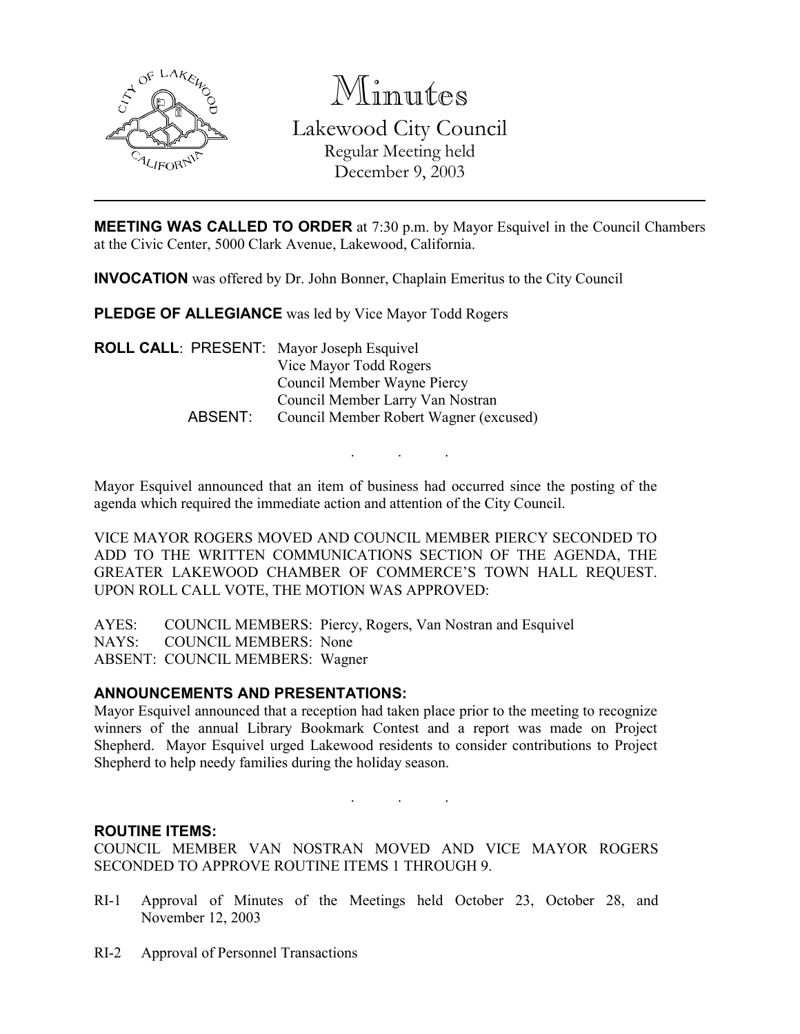# Minutes

Lakewood City Council
Regular Meeting held
December 9, 2003

**MEETING WAS CALLED TO ORDER** at 7:30 p.m. by Mayor Esquivel in the Council Chambers at the Civic Center, 5000 Clark Avenue, Lakewood, California.

**INVOCATION** was offered by Dr. John Bonner, Chaplain Emeritus to the City Council

**PLEDGE OF ALLEGIANCE** was led by Vice Mayor Todd Rogers

**ROLL CALL**: PRESENT: Mayor Joseph Esquivel
Vice Mayor Todd Rogers
Council Member Wayne Piercy
Council Member Larry Van Nostran
ABSENT: Council Member Robert Wagner (excused)

. . .

Mayor Esquivel announced that an item of business had occurred since the posting of the agenda which required the immediate action and attention of the City Council.

VICE MAYOR ROGERS MOVED AND COUNCIL MEMBER PIERCY SECONDED TO ADD TO THE WRITTEN COMMUNICATIONS SECTION OF THE AGENDA, THE GREATER LAKEWOOD CHAMBER OF COMMERCE'S TOWN HALL REQUEST. UPON ROLL CALL VOTE, THE MOTION WAS APPROVED:

AYES: COUNCIL MEMBERS: Piercy, Rogers, Van Nostran and Esquivel
NAYS: COUNCIL MEMBERS: None
ABSENT: COUNCIL MEMBERS: Wagner

### ANNOUNCEMENTS AND PRESENTATIONS:

Mayor Esquivel announced that a reception had taken place prior to the meeting to recognize winners of the annual Library Bookmark Contest and a report was made on Project Shepherd. Mayor Esquivel urged Lakewood residents to consider contributions to Project Shepherd to help needy families during the holiday season.

. . .

### ROUTINE ITEMS:

COUNCIL MEMBER VAN NOSTRAN MOVED AND VICE MAYOR ROGERS SECONDED TO APPROVE ROUTINE ITEMS 1 THROUGH 9.

RI-1 Approval of Minutes of the Meetings held October 23, October 28, and November 12, 2003

RI-2 Approval of Personnel Transactions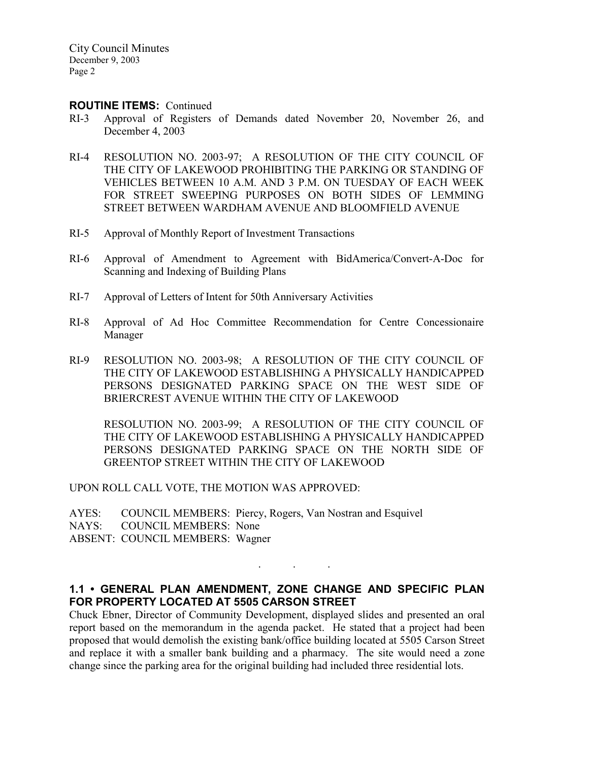**ROUTINE ITEMS:** Continued

RI-3 Approval of Registers of Demands dated November 20, November 26, and December 4, 2003

RI-4 RESOLUTION NO. 2003-97; A RESOLUTION OF THE CITY COUNCIL OF THE CITY OF LAKEWOOD PROHIBITING THE PARKING OR STANDING OF VEHICLES BETWEEN 10 A.M. AND 3 P.M. ON TUESDAY OF EACH WEEK FOR STREET SWEEPING PURPOSES ON BOTH SIDES OF LEMMING STREET BETWEEN WARDHAM AVENUE AND BLOOMFIELD AVENUE

RI-5 Approval of Monthly Report of Investment Transactions

RI-6 Approval of Amendment to Agreement with BidAmerica/Convert-A-Doc for Scanning and Indexing of Building Plans

RI-7 Approval of Letters of Intent for 50th Anniversary Activities

RI-8 Approval of Ad Hoc Committee Recommendation for Centre Concessionaire Manager

RI-9 RESOLUTION NO. 2003-98; A RESOLUTION OF THE CITY COUNCIL OF THE CITY OF LAKEWOOD ESTABLISHING A PHYSICALLY HANDICAPPED PERSONS DESIGNATED PARKING SPACE ON THE WEST SIDE OF BRIERCREST AVENUE WITHIN THE CITY OF LAKEWOOD

RESOLUTION NO. 2003-99; A RESOLUTION OF THE CITY COUNCIL OF THE CITY OF LAKEWOOD ESTABLISHING A PHYSICALLY HANDICAPPED PERSONS DESIGNATED PARKING SPACE ON THE NORTH SIDE OF GREENTOP STREET WITHIN THE CITY OF LAKEWOOD

UPON ROLL CALL VOTE, THE MOTION WAS APPROVED:

AYES: COUNCIL MEMBERS: Piercy, Rogers, Van Nostran and Esquivel
NAYS: COUNCIL MEMBERS: None
ABSENT: COUNCIL MEMBERS: Wagner

. . .

**1.1 • GENERAL PLAN AMENDMENT, ZONE CHANGE AND SPECIFIC PLAN FOR PROPERTY LOCATED AT 5505 CARSON STREET**

Chuck Ebner, Director of Community Development, displayed slides and presented an oral report based on the memorandum in the agenda packet. He stated that a project had been proposed that would demolish the existing bank/office building located at 5505 Carson Street and replace it with a smaller bank building and a pharmacy. The site would need a zone change since the parking area for the original building had included three residential lots.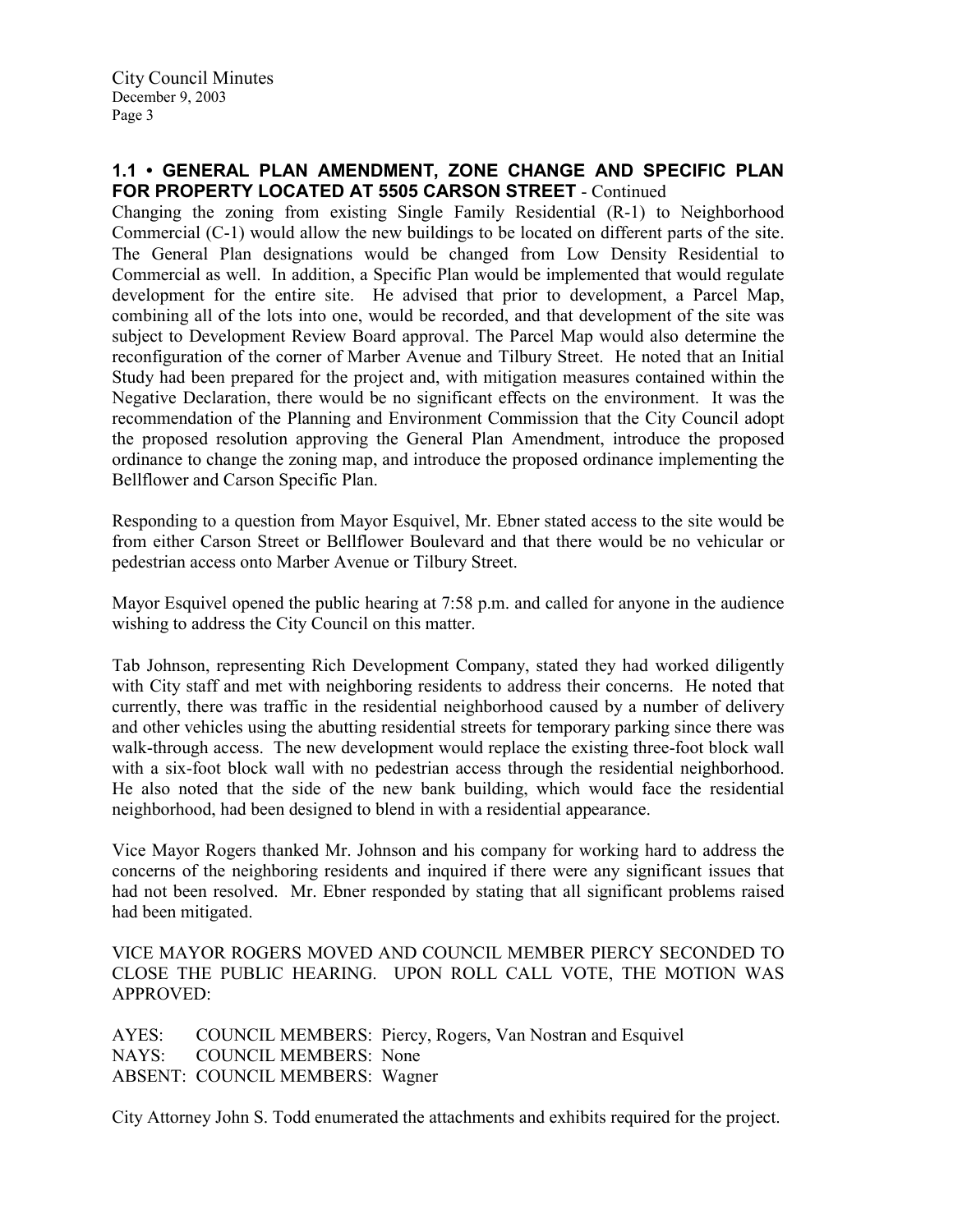### 1.1 • GENERAL PLAN AMENDMENT, ZONE CHANGE AND SPECIFIC PLAN FOR PROPERTY LOCATED AT 5505 CARSON STREET - Continued

Changing the zoning from existing Single Family Residential (R-1) to Neighborhood Commercial (C-1) would allow the new buildings to be located on different parts of the site. The General Plan designations would be changed from Low Density Residential to Commercial as well. In addition, a Specific Plan would be implemented that would regulate development for the entire site. He advised that prior to development, a Parcel Map, combining all of the lots into one, would be recorded, and that development of the site was subject to Development Review Board approval. The Parcel Map would also determine the reconfiguration of the corner of Marber Avenue and Tilbury Street. He noted that an Initial Study had been prepared for the project and, with mitigation measures contained within the Negative Declaration, there would be no significant effects on the environment. It was the recommendation of the Planning and Environment Commission that the City Council adopt the proposed resolution approving the General Plan Amendment, introduce the proposed ordinance to change the zoning map, and introduce the proposed ordinance implementing the Bellflower and Carson Specific Plan.

Responding to a question from Mayor Esquivel, Mr. Ebner stated access to the site would be from either Carson Street or Bellflower Boulevard and that there would be no vehicular or pedestrian access onto Marber Avenue or Tilbury Street.

Mayor Esquivel opened the public hearing at 7:58 p.m. and called for anyone in the audience wishing to address the City Council on this matter.

Tab Johnson, representing Rich Development Company, stated they had worked diligently with City staff and met with neighboring residents to address their concerns. He noted that currently, there was traffic in the residential neighborhood caused by a number of delivery and other vehicles using the abutting residential streets for temporary parking since there was walk-through access. The new development would replace the existing three-foot block wall with a six-foot block wall with no pedestrian access through the residential neighborhood. He also noted that the side of the new bank building, which would face the residential neighborhood, had been designed to blend in with a residential appearance.

Vice Mayor Rogers thanked Mr. Johnson and his company for working hard to address the concerns of the neighboring residents and inquired if there were any significant issues that had not been resolved. Mr. Ebner responded by stating that all significant problems raised had been mitigated.

VICE MAYOR ROGERS MOVED AND COUNCIL MEMBER PIERCY SECONDED TO CLOSE THE PUBLIC HEARING. UPON ROLL CALL VOTE, THE MOTION WAS APPROVED:

AYES: COUNCIL MEMBERS: Piercy, Rogers, Van Nostran and Esquivel
NAYS: COUNCIL MEMBERS: None
ABSENT: COUNCIL MEMBERS: Wagner

City Attorney John S. Todd enumerated the attachments and exhibits required for the project.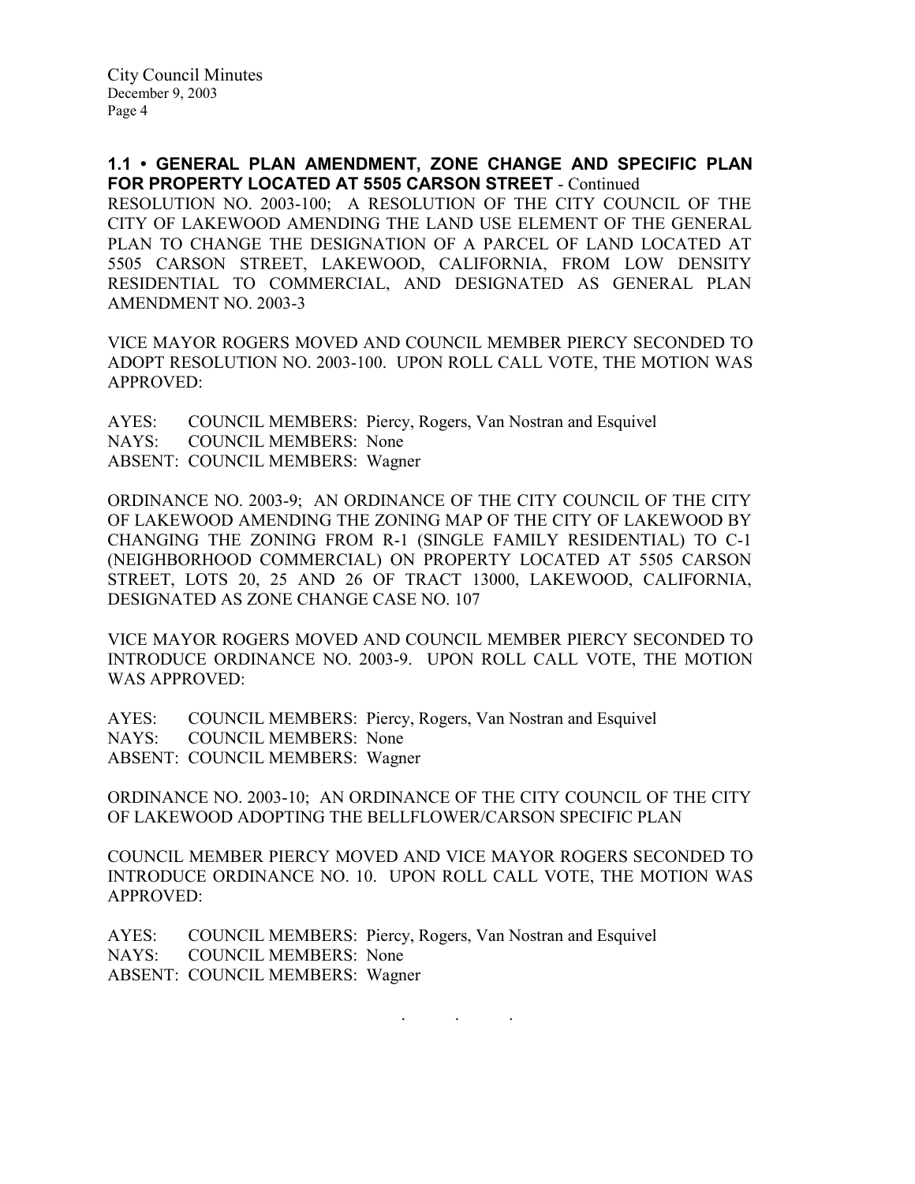**1.1 • GENERAL PLAN AMENDMENT, ZONE CHANGE AND SPECIFIC PLAN FOR PROPERTY LOCATED AT 5505 CARSON STREET** - Continued

RESOLUTION NO. 2003-100; A RESOLUTION OF THE CITY COUNCIL OF THE CITY OF LAKEWOOD AMENDING THE LAND USE ELEMENT OF THE GENERAL PLAN TO CHANGE THE DESIGNATION OF A PARCEL OF LAND LOCATED AT 5505 CARSON STREET, LAKEWOOD, CALIFORNIA, FROM LOW DENSITY RESIDENTIAL TO COMMERCIAL, AND DESIGNATED AS GENERAL PLAN AMENDMENT NO. 2003-3

VICE MAYOR ROGERS MOVED AND COUNCIL MEMBER PIERCY SECONDED TO ADOPT RESOLUTION NO. 2003-100. UPON ROLL CALL VOTE, THE MOTION WAS APPROVED:

AYES: COUNCIL MEMBERS: Piercy, Rogers, Van Nostran and Esquivel
NAYS: COUNCIL MEMBERS: None
ABSENT: COUNCIL MEMBERS: Wagner

ORDINANCE NO. 2003-9; AN ORDINANCE OF THE CITY COUNCIL OF THE CITY OF LAKEWOOD AMENDING THE ZONING MAP OF THE CITY OF LAKEWOOD BY CHANGING THE ZONING FROM R-1 (SINGLE FAMILY RESIDENTIAL) TO C-1 (NEIGHBORHOOD COMMERCIAL) ON PROPERTY LOCATED AT 5505 CARSON STREET, LOTS 20, 25 AND 26 OF TRACT 13000, LAKEWOOD, CALIFORNIA, DESIGNATED AS ZONE CHANGE CASE NO. 107

VICE MAYOR ROGERS MOVED AND COUNCIL MEMBER PIERCY SECONDED TO INTRODUCE ORDINANCE NO. 2003-9. UPON ROLL CALL VOTE, THE MOTION WAS APPROVED:

AYES: COUNCIL MEMBERS: Piercy, Rogers, Van Nostran and Esquivel
NAYS: COUNCIL MEMBERS: None
ABSENT: COUNCIL MEMBERS: Wagner

ORDINANCE NO. 2003-10; AN ORDINANCE OF THE CITY COUNCIL OF THE CITY OF LAKEWOOD ADOPTING THE BELLFLOWER/CARSON SPECIFIC PLAN

COUNCIL MEMBER PIERCY MOVED AND VICE MAYOR ROGERS SECONDED TO INTRODUCE ORDINANCE NO. 10. UPON ROLL CALL VOTE, THE MOTION WAS APPROVED:

AYES: COUNCIL MEMBERS: Piercy, Rogers, Van Nostran and Esquivel
NAYS: COUNCIL MEMBERS: None
ABSENT: COUNCIL MEMBERS: Wagner

. . .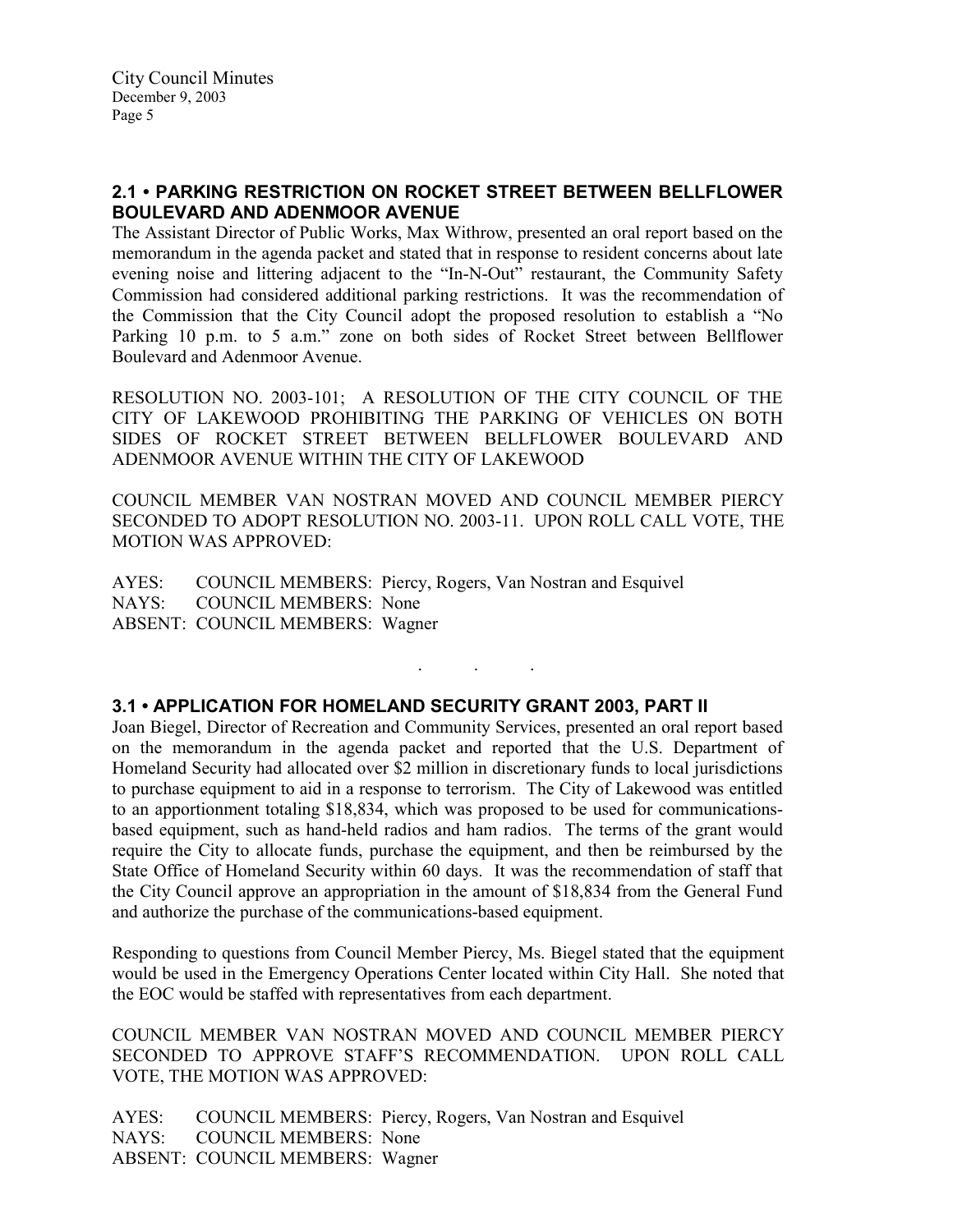## 2.1 • PARKING RESTRICTION ON ROCKET STREET BETWEEN BELLFLOWER BOULEVARD AND ADENMOOR AVENUE

The Assistant Director of Public Works, Max Withrow, presented an oral report based on the memorandum in the agenda packet and stated that in response to resident concerns about late evening noise and littering adjacent to the "In-N-Out" restaurant, the Community Safety Commission had considered additional parking restrictions. It was the recommendation of the Commission that the City Council adopt the proposed resolution to establish a "No Parking 10 p.m. to 5 a.m." zone on both sides of Rocket Street between Bellflower Boulevard and Adenmoor Avenue.

RESOLUTION NO. 2003-101; A RESOLUTION OF THE CITY COUNCIL OF THE CITY OF LAKEWOOD PROHIBITING THE PARKING OF VEHICLES ON BOTH SIDES OF ROCKET STREET BETWEEN BELLFLOWER BOULEVARD AND ADENMOOR AVENUE WITHIN THE CITY OF LAKEWOOD

COUNCIL MEMBER VAN NOSTRAN MOVED AND COUNCIL MEMBER PIERCY SECONDED TO ADOPT RESOLUTION NO. 2003-11. UPON ROLL CALL VOTE, THE MOTION WAS APPROVED:

AYES: COUNCIL MEMBERS: Piercy, Rogers, Van Nostran and Esquivel
NAYS: COUNCIL MEMBERS: None
ABSENT: COUNCIL MEMBERS: Wagner

. . .

## 3.1 • APPLICATION FOR HOMELAND SECURITY GRANT 2003, PART II

Joan Biegel, Director of Recreation and Community Services, presented an oral report based on the memorandum in the agenda packet and reported that the U.S. Department of Homeland Security had allocated over $2 million in discretionary funds to local jurisdictions to purchase equipment to aid in a response to terrorism. The City of Lakewood was entitled to an apportionment totaling $18,834, which was proposed to be used for communications-based equipment, such as hand-held radios and ham radios. The terms of the grant would require the City to allocate funds, purchase the equipment, and then be reimbursed by the State Office of Homeland Security within 60 days. It was the recommendation of staff that the City Council approve an appropriation in the amount of $18,834 from the General Fund and authorize the purchase of the communications-based equipment.

Responding to questions from Council Member Piercy, Ms. Biegel stated that the equipment would be used in the Emergency Operations Center located within City Hall. She noted that the EOC would be staffed with representatives from each department.

COUNCIL MEMBER VAN NOSTRAN MOVED AND COUNCIL MEMBER PIERCY SECONDED TO APPROVE STAFF'S RECOMMENDATION. UPON ROLL CALL VOTE, THE MOTION WAS APPROVED:

AYES: COUNCIL MEMBERS: Piercy, Rogers, Van Nostran and Esquivel
NAYS: COUNCIL MEMBERS: None
ABSENT: COUNCIL MEMBERS: Wagner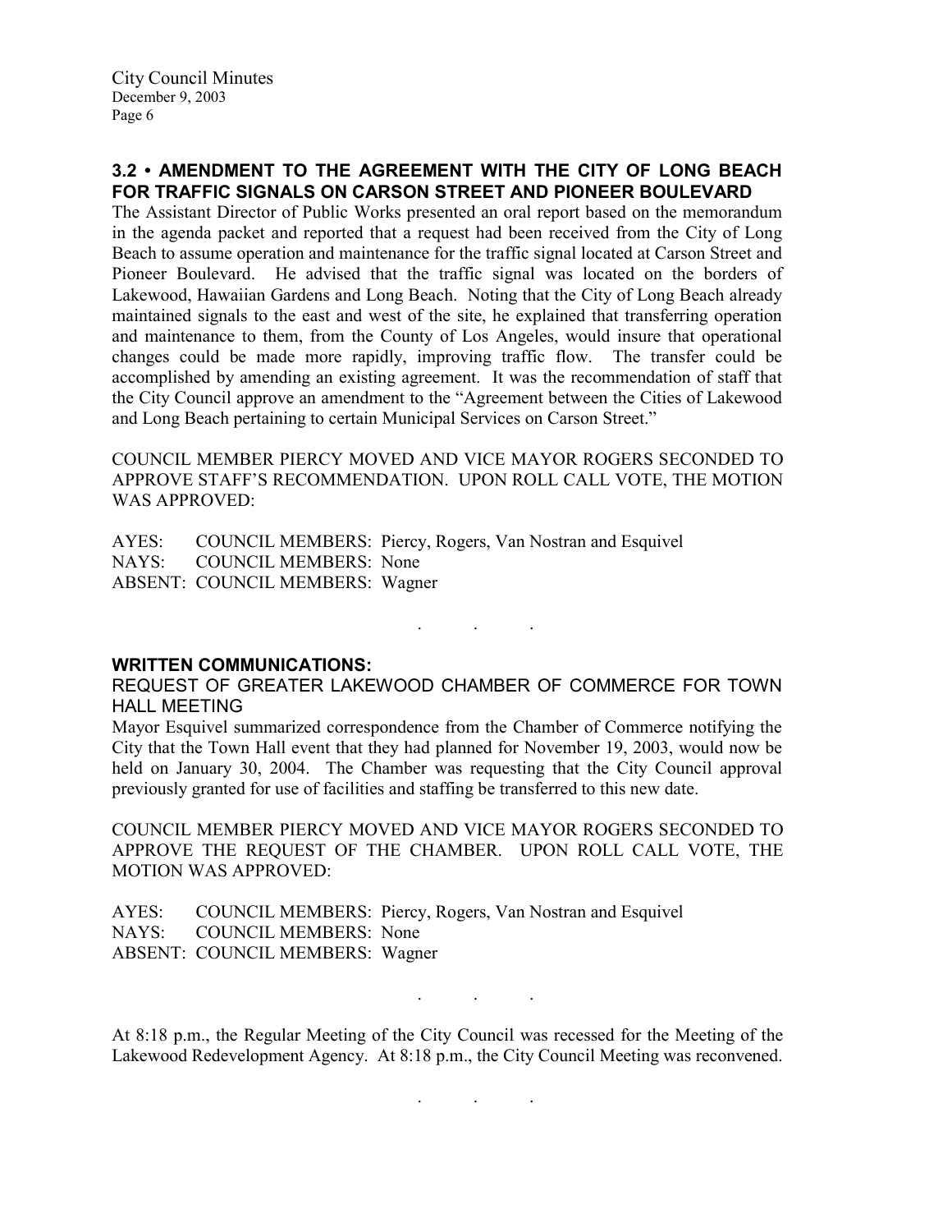### 3.2 • AMENDMENT TO THE AGREEMENT WITH THE CITY OF LONG BEACH FOR TRAFFIC SIGNALS ON CARSON STREET AND PIONEER BOULEVARD

The Assistant Director of Public Works presented an oral report based on the memorandum in the agenda packet and reported that a request had been received from the City of Long Beach to assume operation and maintenance for the traffic signal located at Carson Street and Pioneer Boulevard. He advised that the traffic signal was located on the borders of Lakewood, Hawaiian Gardens and Long Beach. Noting that the City of Long Beach already maintained signals to the east and west of the site, he explained that transferring operation and maintenance to them, from the County of Los Angeles, would insure that operational changes could be made more rapidly, improving traffic flow. The transfer could be accomplished by amending an existing agreement. It was the recommendation of staff that the City Council approve an amendment to the "Agreement between the Cities of Lakewood and Long Beach pertaining to certain Municipal Services on Carson Street."

COUNCIL MEMBER PIERCY MOVED AND VICE MAYOR ROGERS SECONDED TO APPROVE STAFF'S RECOMMENDATION. UPON ROLL CALL VOTE, THE MOTION WAS APPROVED:

AYES: COUNCIL MEMBERS: Piercy, Rogers, Van Nostran and Esquivel
NAYS: COUNCIL MEMBERS: None
ABSENT: COUNCIL MEMBERS: Wagner

. . .

### WRITTEN COMMUNICATIONS:

REQUEST OF GREATER LAKEWOOD CHAMBER OF COMMERCE FOR TOWN HALL MEETING

Mayor Esquivel summarized correspondence from the Chamber of Commerce notifying the City that the Town Hall event that they had planned for November 19, 2003, would now be held on January 30, 2004. The Chamber was requesting that the City Council approval previously granted for use of facilities and staffing be transferred to this new date.

COUNCIL MEMBER PIERCY MOVED AND VICE MAYOR ROGERS SECONDED TO APPROVE THE REQUEST OF THE CHAMBER. UPON ROLL CALL VOTE, THE MOTION WAS APPROVED:

AYES: COUNCIL MEMBERS: Piercy, Rogers, Van Nostran and Esquivel
NAYS: COUNCIL MEMBERS: None
ABSENT: COUNCIL MEMBERS: Wagner

. . .

At 8:18 p.m., the Regular Meeting of the City Council was recessed for the Meeting of the Lakewood Redevelopment Agency. At 8:18 p.m., the City Council Meeting was reconvened.

. . .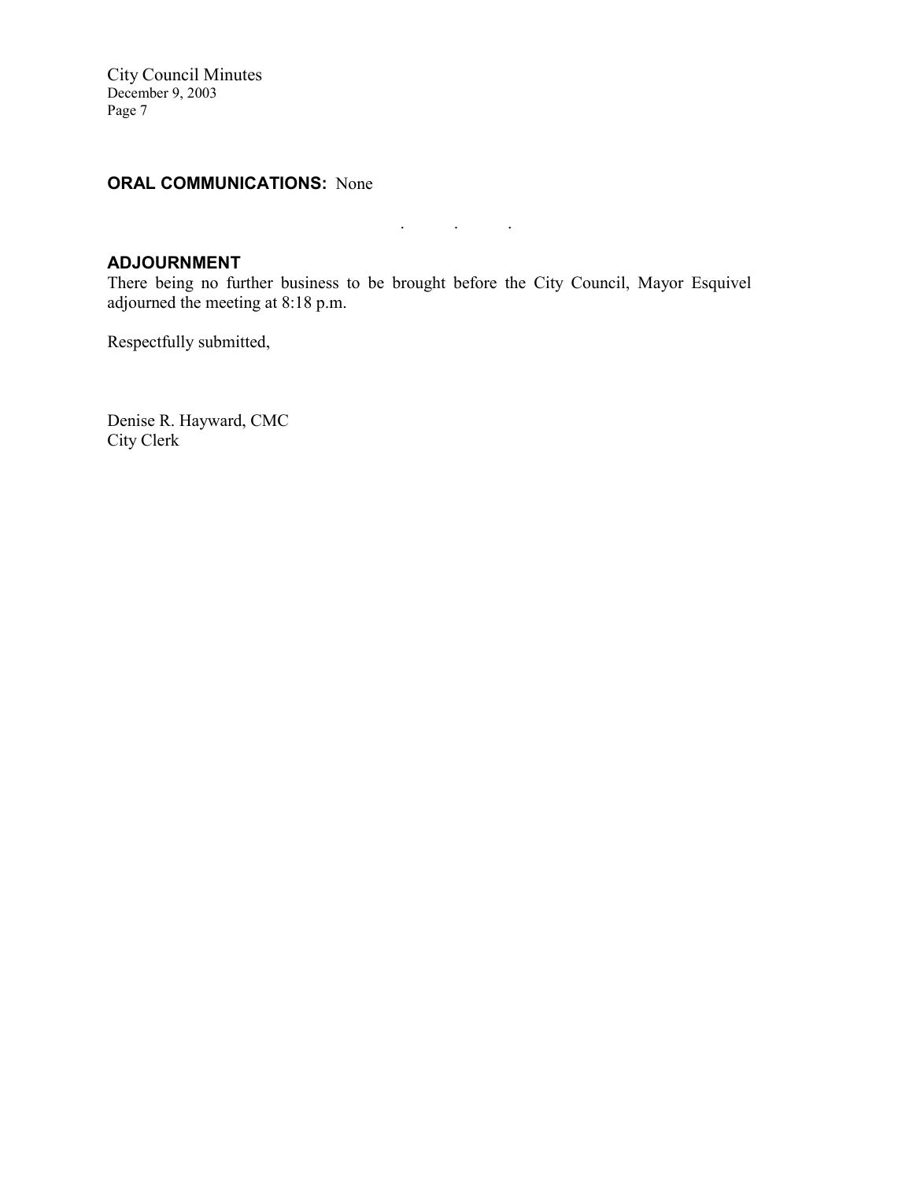**ORAL COMMUNICATIONS:** None

. . .

**ADJOURNMENT**

There being no further business to be brought before the City Council, Mayor Esquivel adjourned the meeting at 8:18 p.m.

Respectfully submitted,

Denise R. Hayward, CMC
City Clerk